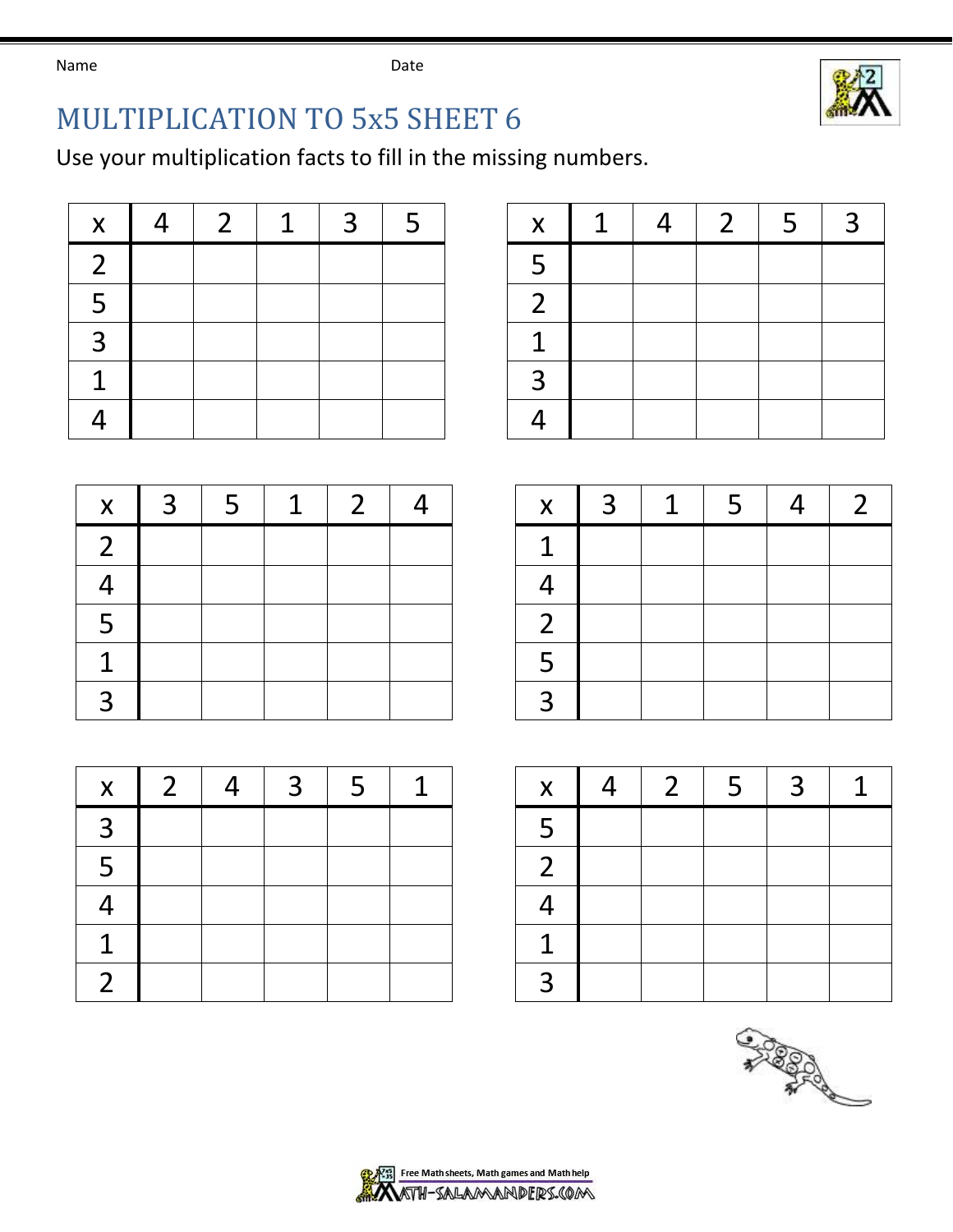Name Date

# MULTIPLICATION TO 5x5 SHEET 6

Use your multiplication facts to fill in the missing numbers.

| x | 4 | 2 | 1 | 3 | 5 |
|---|---|---|---|---|---|
| 2 | | | | | |
| 5 | | | | | |
| 3 | | | | | |
| 1 | | | | | |
| 4 | | | | | |

| x | 1 | 4 | 2 | 5 | 3 |
|---|---|---|---|---|---|
| 5 | | | | | |
| 2 | | | | | |
| 1 | | | | | |
| 3 | | | | | |
| 4 | | | | | |

| x | 3 | 5 | 1 | 2 | 4 |
|---|---|---|---|---|---|
| 2 | | | | | |
| 4 | | | | | |
| 5 | | | | | |
| 1 | | | | | |
| 3 | | | | | |

| x | 3 | 1 | 5 | 4 | 2 |
|---|---|---|---|---|---|
| 1 | | | | | |
| 4 | | | | | |
| 2 | | | | | |
| 5 | | | | | |
| 3 | | | | | |

| x | 2 | 4 | 3 | 5 | 1 |
|---|---|---|---|---|---|
| 3 | | | | | |
| 5 | | | | | |
| 4 | | | | | |
| 1 | | | | | |
| 2 | | | | | |

| x | 4 | 2 | 5 | 3 | 1 |
|---|---|---|---|---|---|
| 5 | | | | | |
| 2 | | | | | |
| 4 | | | | | |
| 1 | | | | | |
| 3 | | | | | |

Free Math sheets, Math games and Math help
MATH-SALAMANDERS.COM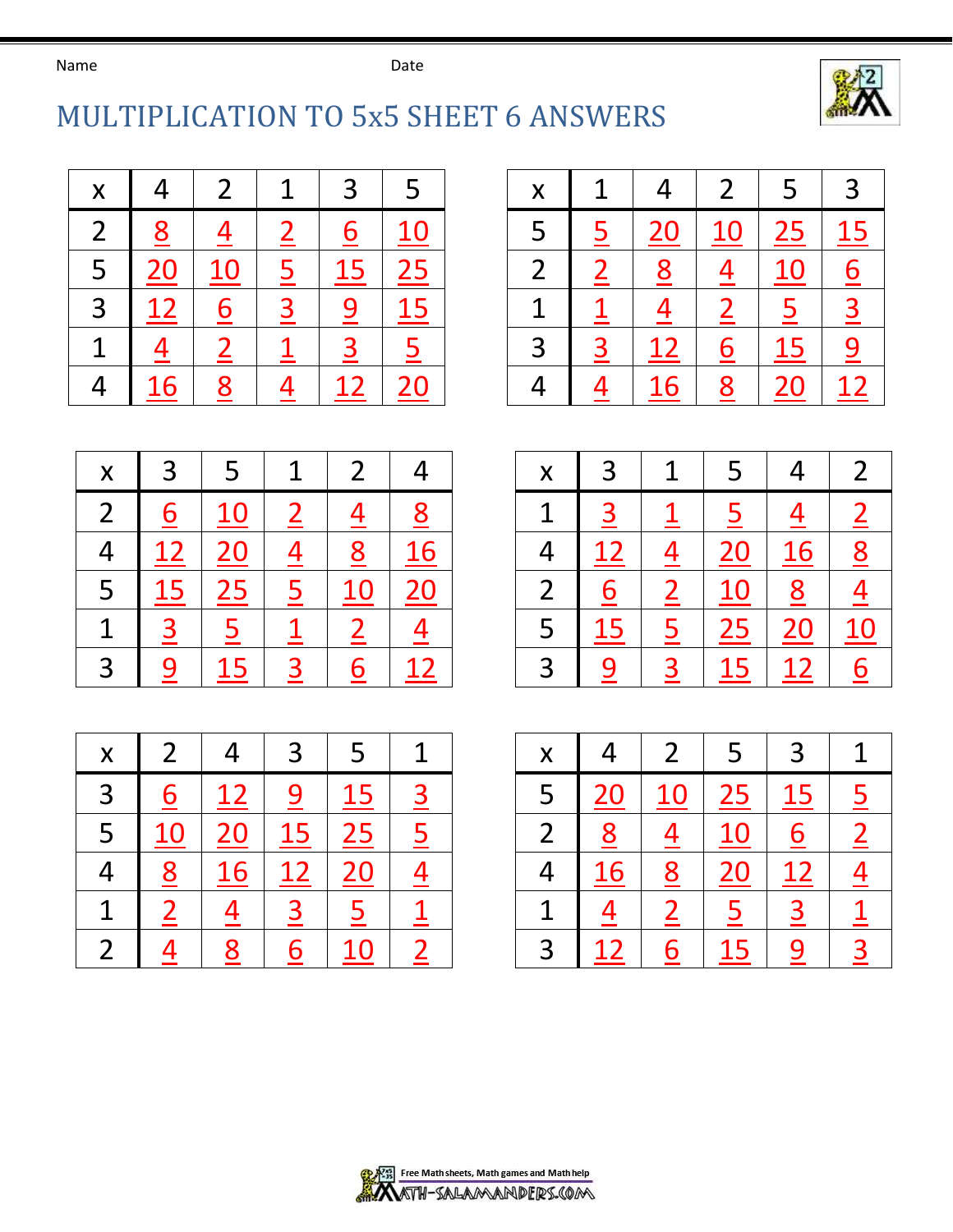Name Date

# MULTIPLICATION TO 5x5 SHEET 6 ANSWERS

| x | 4 | 2 | 1 | 3 | 5 |
|---|---|---|---|---|---|
| 2 | 8 | 4 | 2 | 6 | 10 |
| 5 | 20 | 10 | 5 | 15 | 25 |
| 3 | 12 | 6 | 3 | 9 | 15 |
| 1 | 4 | 2 | 1 | 3 | 5 |
| 4 | 16 | 8 | 4 | 12 | 20 |

| x | 1 | 4 | 2 | 5 | 3 |
|---|---|---|---|---|---|
| 5 | 5 | 20 | 10 | 25 | 15 |
| 2 | 2 | 8 | 4 | 10 | 6 |
| 1 | 1 | 4 | 2 | 5 | 3 |
| 3 | 3 | 12 | 6 | 15 | 9 |
| 4 | 4 | 16 | 8 | 20 | 12 |

| x | 3 | 5 | 1 | 2 | 4 |
|---|---|---|---|---|---|
| 2 | 6 | 10 | 2 | 4 | 8 |
| 4 | 12 | 20 | 4 | 8 | 16 |
| 5 | 15 | 25 | 5 | 10 | 20 |
| 1 | 3 | 5 | 1 | 2 | 4 |
| 3 | 9 | 15 | 3 | 6 | 12 |

| x | 3 | 1 | 5 | 4 | 2 |
|---|---|---|---|---|---|
| 1 | 3 | 1 | 5 | 4 | 2 |
| 4 | 12 | 4 | 20 | 16 | 8 |
| 2 | 6 | 2 | 10 | 8 | 4 |
| 5 | 15 | 5 | 25 | 20 | 10 |
| 3 | 9 | 3 | 15 | 12 | 6 |

| x | 2 | 4 | 3 | 5 | 1 |
|---|---|---|---|---|---|
| 3 | 6 | 12 | 9 | 15 | 3 |
| 5 | 10 | 20 | 15 | 25 | 5 |
| 4 | 8 | 16 | 12 | 20 | 4 |
| 1 | 2 | 4 | 3 | 5 | 1 |
| 2 | 4 | 8 | 6 | 10 | 2 |

| x | 4 | 2 | 5 | 3 | 1 |
|---|---|---|---|---|---|
| 5 | 20 | 10 | 25 | 15 | 5 |
| 2 | 8 | 4 | 10 | 6 | 2 |
| 4 | 16 | 8 | 20 | 12 | 4 |
| 1 | 4 | 2 | 5 | 3 | 1 |
| 3 | 12 | 6 | 15 | 9 | 3 |

Free Math sheets, Math games and Math help
MATH-SALAMANDERS.COM